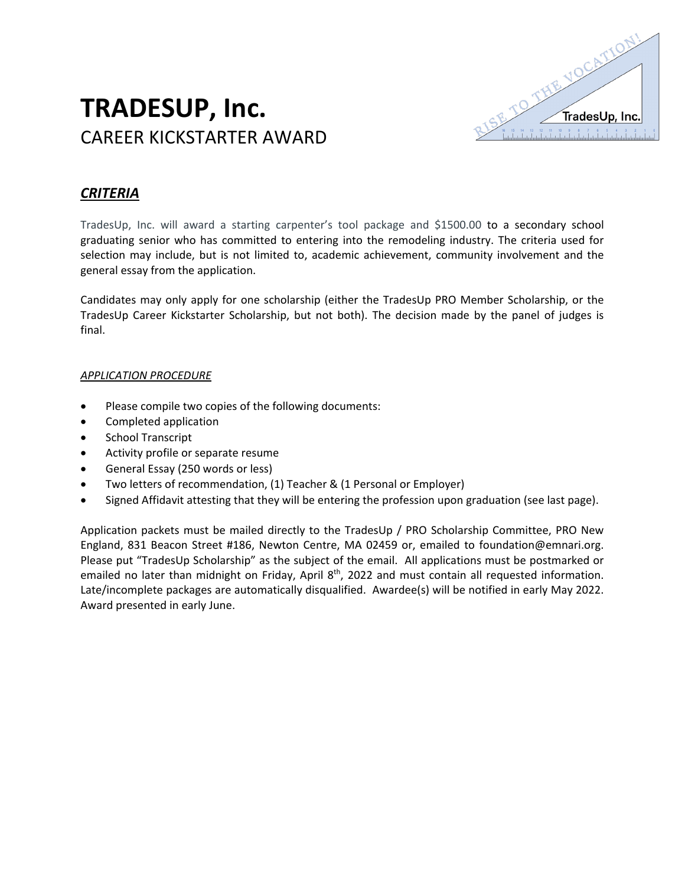# TRADESUP, Inc.

CAREER KICKSTARTER AWARD

## ***CRITERIA***

TradesUp, Inc. will award a starting carpenter's tool package and $1500.00 to a secondary school graduating senior who has committed to entering into the remodeling industry. The criteria used for selection may include, but is not limited to, academic achievement, community involvement and the general essay from the application.

Candidates may only apply for one scholarship (either the TradesUp PRO Member Scholarship, or the TradesUp Career Kickstarter Scholarship, but not both). The decision made by the panel of judges is final.

### *APPLICATION PROCEDURE*

- Please compile two copies of the following documents:
- Completed application
- School Transcript
- Activity profile or separate resume
- General Essay (250 words or less)
- Two letters of recommendation, (1) Teacher & (1 Personal or Employer)
- Signed Affidavit attesting that they will be entering the profession upon graduation (see last page).

Application packets must be mailed directly to the TradesUp / PRO Scholarship Committee, PRO New England, 831 Beacon Street #186, Newton Centre, MA 02459 or, emailed to foundation@emnari.org. Please put "TradesUp Scholarship" as the subject of the email. All applications must be postmarked or emailed no later than midnight on Friday, April 8th, 2022 and must contain all requested information. Late/incomplete packages are automatically disqualified. Awardee(s) will be notified in early May 2022. Award presented in early June.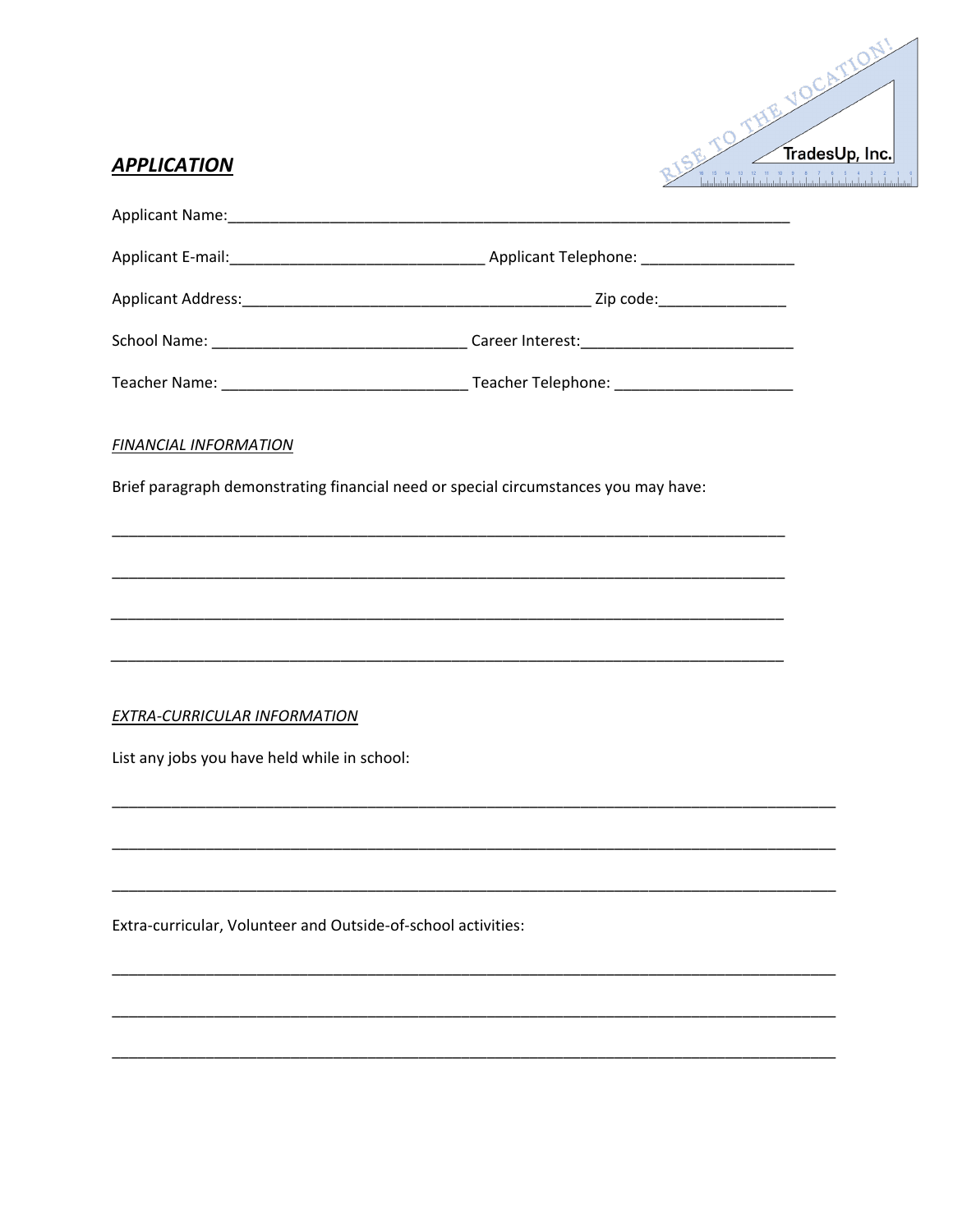RISE TO THE VOCATION! TradesUp, Inc.

## ***APPLICATION***

Applicant Name:______________________________________________________________________

Applicant E-mail:______________________________ Applicant Telephone: __________________

Applicant Address:_________________________________________ Zip code:_______________

School Name: ______________________________ Career Interest:_________________________

Teacher Name: _____________________________ Teacher Telephone: _____________________

*FINANCIAL INFORMATION*

Brief paragraph demonstrating financial need or special circumstances you may have:

_________________________________________________________________________________

_________________________________________________________________________________

_________________________________________________________________________________

_________________________________________________________________________________

*EXTRA-CURRICULAR INFORMATION*

List any jobs you have held while in school:

_________________________________________________________________________________

_________________________________________________________________________________

_________________________________________________________________________________

Extra-curricular, Volunteer and Outside-of-school activities:

_________________________________________________________________________________

_________________________________________________________________________________

_________________________________________________________________________________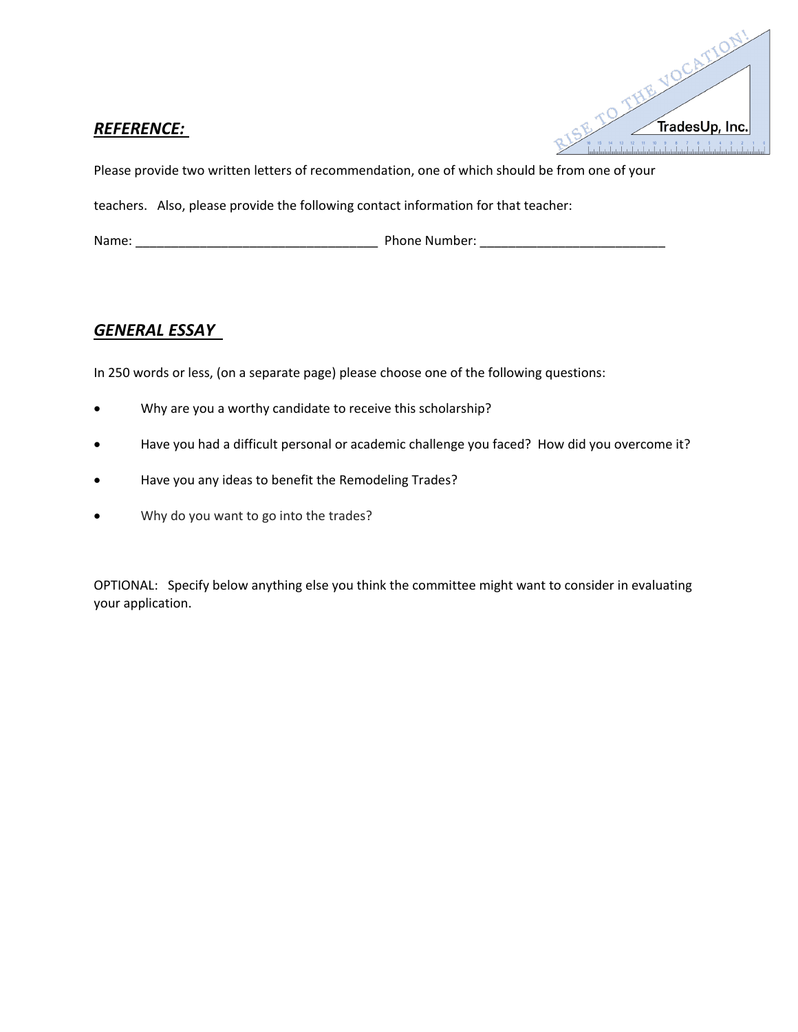## ***REFERENCE:***

Please provide two written letters of recommendation, one of which should be from one of your teachers. Also, please provide the following contact information for that teacher:

Name: ___________________________________ Phone Number: __________________________

## ***GENERAL ESSAY***

In 250 words or less, (on a separate page) please choose one of the following questions:

- Why are you a worthy candidate to receive this scholarship?
- Have you had a difficult personal or academic challenge you faced? How did you overcome it?
- Have you any ideas to benefit the Remodeling Trades?
- Why do you want to go into the trades?

OPTIONAL: Specify below anything else you think the committee might want to consider in evaluating your application.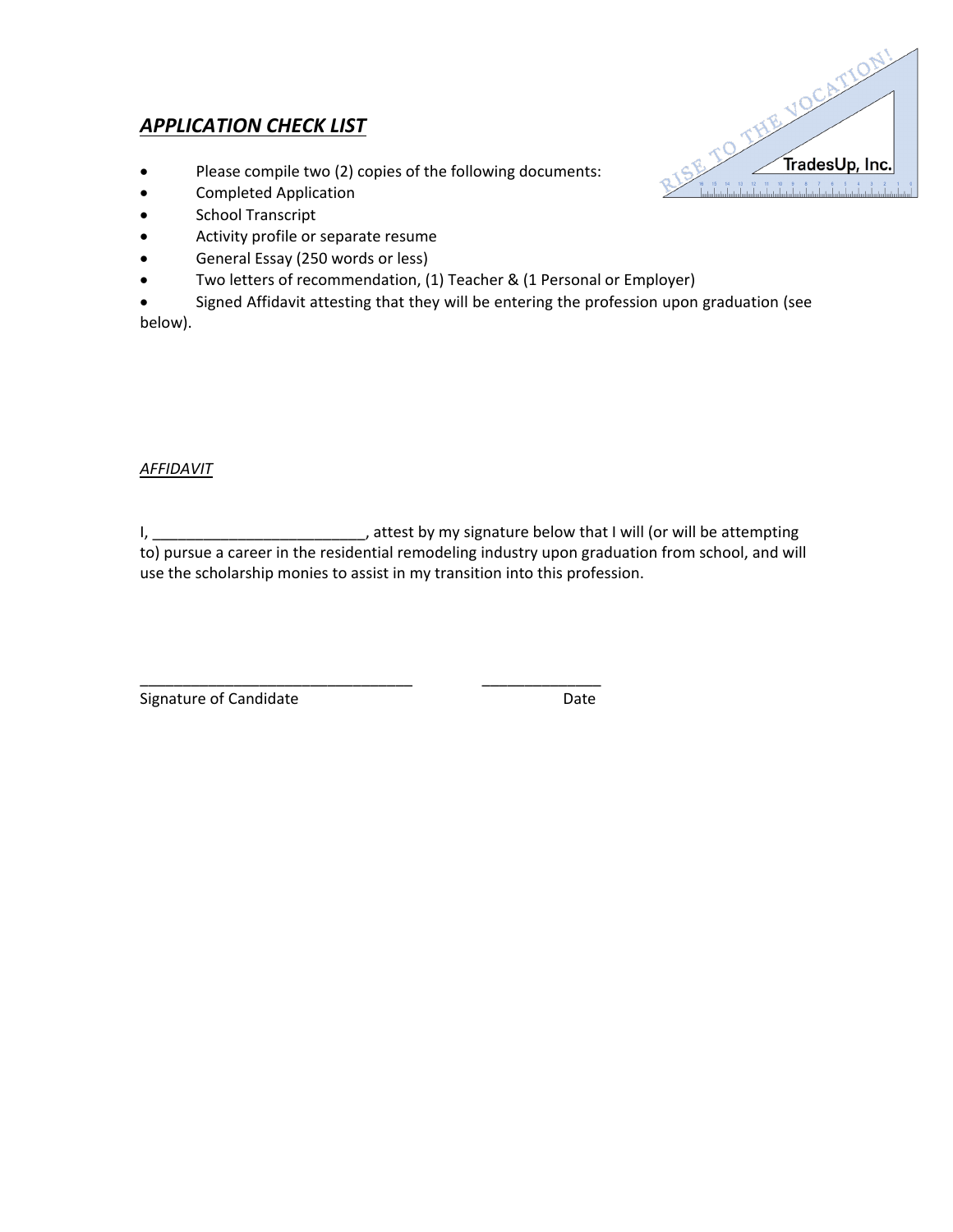## ***APPLICATION CHECK LIST***

- Please compile two (2) copies of the following documents:
- Completed Application
- School Transcript
- Activity profile or separate resume
- General Essay (250 words or less)
- Two letters of recommendation, (1) Teacher & (1 Personal or Employer)
- Signed Affidavit attesting that they will be entering the profession upon graduation (see below).

*AFFIDAVIT*

I, _________________________, attest by my signature below that I will (or will be attempting to) pursue a career in the residential remodeling industry upon graduation from school, and will use the scholarship monies to assist in my transition into this profession.

________________________________ ______________

Signature of Candidate Date